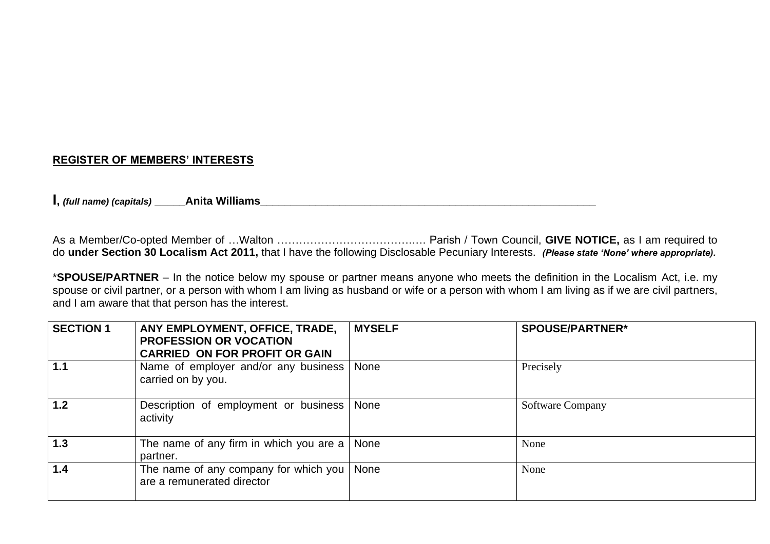**REGISTER OF MEMBERS' INTERESTS**

**I**, ***(full name) (capitals)*** _____**Anita Williams**___________________________________________________________

As a Member/Co-opted Member of …Walton …………………………….…. Parish / Town Council, **GIVE NOTICE,** as I am required to do **under Section 30 Localism Act 2011,** that I have the following Disclosable Pecuniary Interests. ***(Please state 'None' where appropriate).***

\***SPOUSE/PARTNER** – In the notice below my spouse or partner means anyone who meets the definition in the Localism Act, i.e. my spouse or civil partner, or a person with whom I am living as husband or wife or a person with whom I am living as if we are civil partners, and I am aware that that person has the interest.

| **SECTION 1** | **ANY EMPLOYMENT, OFFICE, TRADE, PROFESSION OR VOCATION CARRIED ON FOR PROFIT OR GAIN** | **MYSELF** | **SPOUSE/PARTNER*** |
|---|---|---|---|
| **1.1** | Name of employer and/or any business carried on by you. | None | Precisely |
| **1.2** | Description of employment or business activity | None | Software Company |
| **1.3** | The name of any firm in which you are a partner. | None | None |
| **1.4** | The name of any company for which you are a remunerated director | None | None |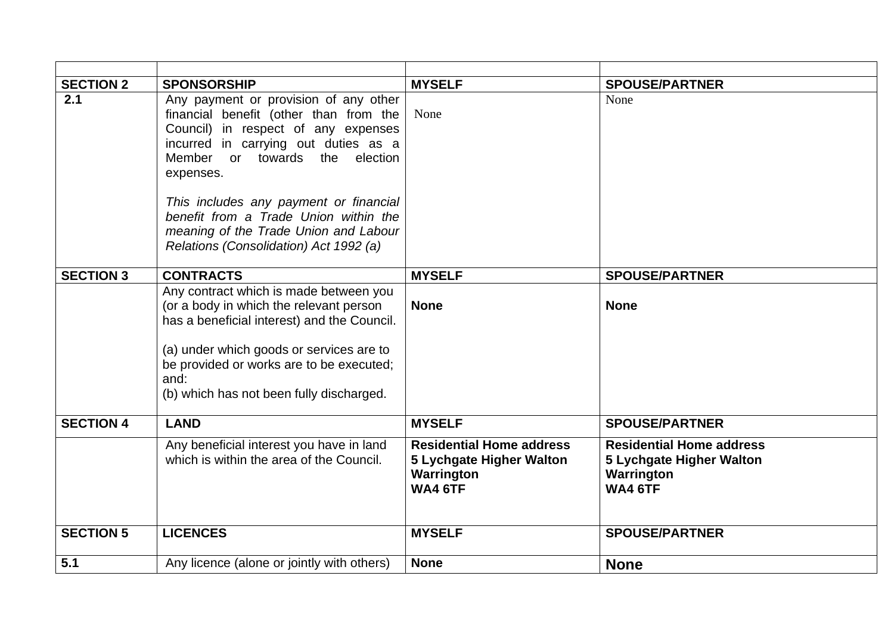| | | | |
|---|---|---|---|
| **SECTION 2** | **SPONSORSHIP** | **MYSELF** | **SPOUSE/PARTNER** |
| **2.1** | Any payment or provision of any other financial benefit (other than from the Council) in respect of any expenses incurred in carrying out duties as a Member or towards the election expenses.<br><br>*This includes any payment or financial benefit from a Trade Union within the meaning of the Trade Union and Labour Relations (Consolidation) Act 1992 (a)* | None | None |
| **SECTION 3** | **CONTRACTS** | **MYSELF** | **SPOUSE/PARTNER** |
| | Any contract which is made between you (or a body in which the relevant person has a beneficial interest) and the Council.<br><br>(a) under which goods or services are to be provided or works are to be executed; and:<br>(b) which has not been fully discharged. | **None** | **None** |
| **SECTION 4** | **LAND** | **MYSELF** | **SPOUSE/PARTNER** |
| | Any beneficial interest you have in land which is within the area of the Council. | **Residential Home address**<br>**5 Lychgate Higher Walton**<br>**Warrington**<br>**WA4 6TF** | **Residential Home address**<br>**5 Lychgate Higher Walton**<br>**Warrington**<br>**WA4 6TF** |
| **SECTION 5** | **LICENCES** | **MYSELF** | **SPOUSE/PARTNER** |
| **5.1** | Any licence (alone or jointly with others) | **None** | **None** |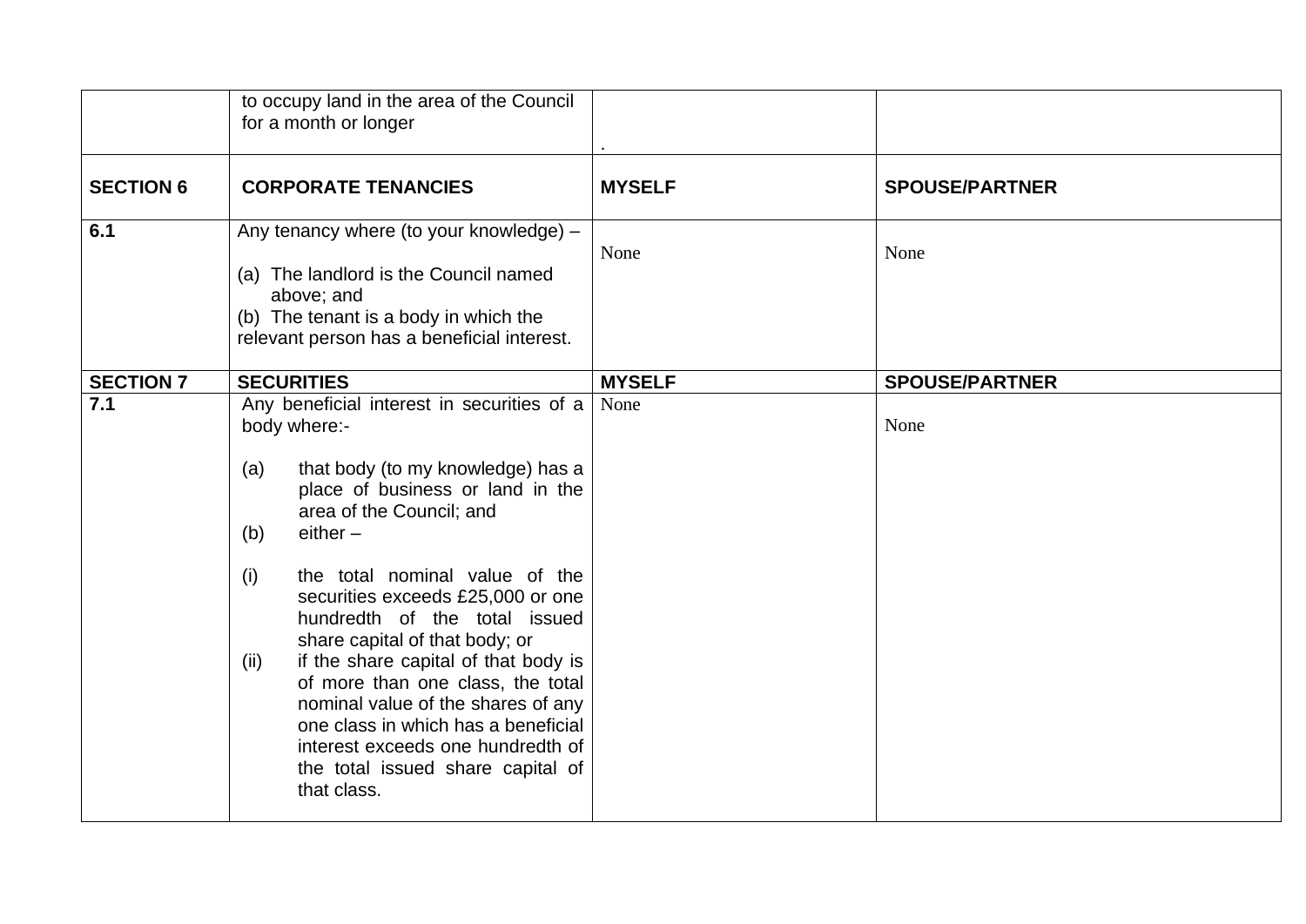| | | | |
|---|---|---|---|
| | to occupy land in the area of the Council for a month or longer | . | |
| **SECTION 6** | **CORPORATE TENANCIES** | **MYSELF** | **SPOUSE/PARTNER** |
| **6.1** | Any tenancy where (to your knowledge) –<br><br>(a) The landlord is the Council named above; and<br>(b) The tenant is a body in which the relevant person has a beneficial interest. | None | None |
| **SECTION 7** | **SECURITIES** | **MYSELF** | **SPOUSE/PARTNER** |
| **7.1** | Any beneficial interest in securities of a body where:-<br><br>(a) that body (to my knowledge) has a place of business or land in the area of the Council; and<br>(b) either –<br><br>(i) the total nominal value of the securities exceeds £25,000 or one hundredth of the total issued share capital of that body; or<br>(ii) if the share capital of that body is of more than one class, the total nominal value of the shares of any one class in which has a beneficial interest exceeds one hundredth of the total issued share capital of that class. | None | None |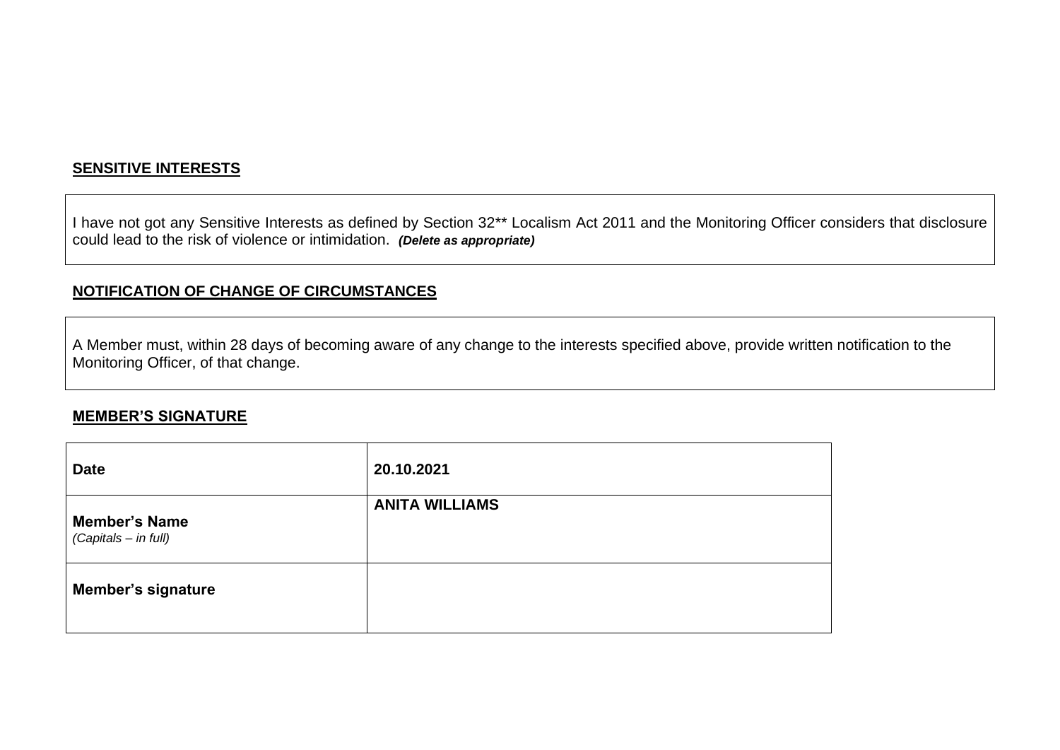**SENSITIVE INTERESTS**

| I have not got any Sensitive Interests as defined by Section 32** Localism Act 2011 and the Monitoring Officer considers that disclosure could lead to the risk of violence or intimidation. ***(Delete as appropriate)*** |
|---|

**NOTIFICATION OF CHANGE OF CIRCUMSTANCES**

| A Member must, within 28 days of becoming aware of any change to the interests specified above, provide written notification to the Monitoring Officer, of that change. |
|---|

**MEMBER'S SIGNATURE**

| | |
|---|---|
| **Date** | **20.10.2021** |
| **Member's Name** *(Capitals – in full)* | **ANITA WILLIAMS** |
| **Member's signature** | |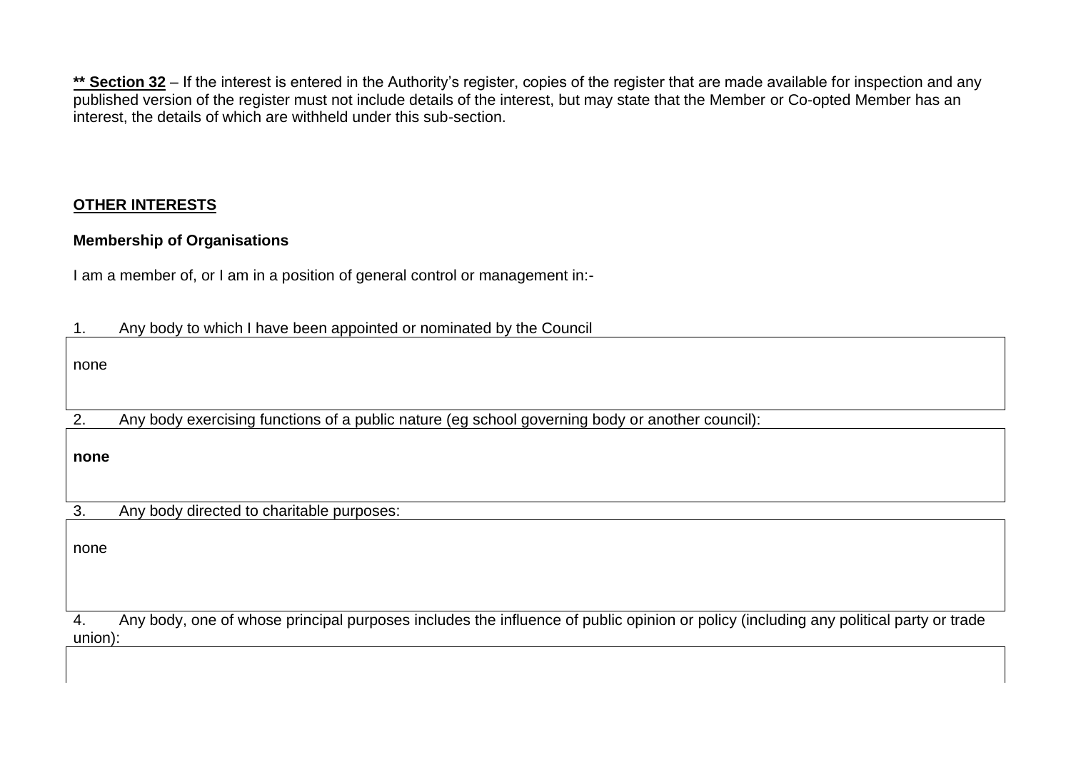**\*\* Section 32** – If the interest is entered in the Authority's register, copies of the register that are made available for inspection and any published version of the register must not include details of the interest, but may state that the Member or Co-opted Member has an interest, the details of which are withheld under this sub-section.

## OTHER INTERESTS

### Membership of Organisations

I am a member of, or I am in a position of general control or management in:-

1. Any body to which I have been appointed or nominated by the Council

| none |
|---|

2. Any body exercising functions of a public nature (eg school governing body or another council):

| **none** |
|---|

3. Any body directed to charitable purposes:

| none |
|---|

4. Any body, one of whose principal purposes includes the influence of public opinion or policy (including any political party or trade union):

| |
|---|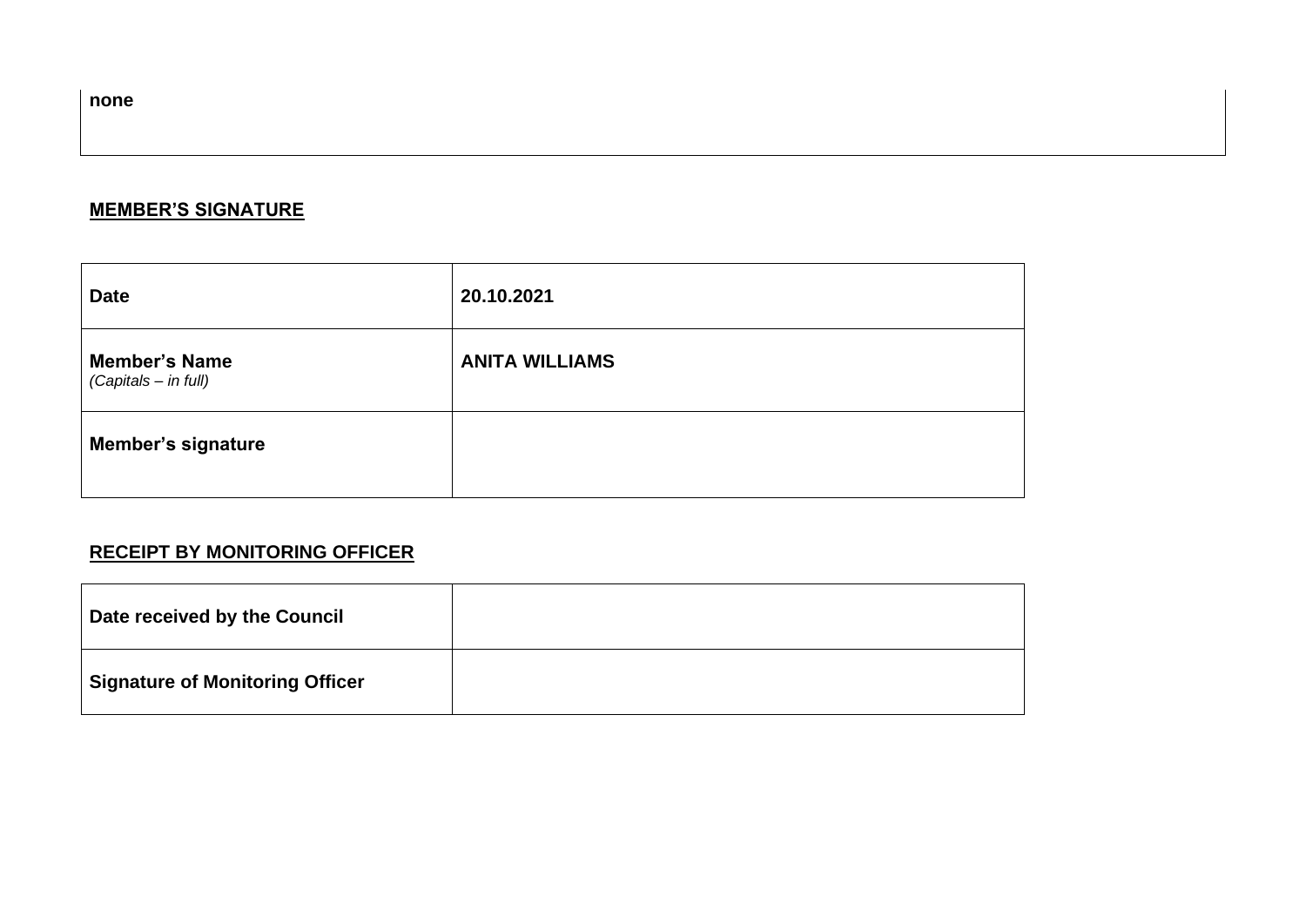**none**

## MEMBER'S SIGNATURE

| | |
|---|---|
| **Date** | **20.10.2021** |
| **Member's Name** *(Capitals – in full)* | **ANITA WILLIAMS** |
| **Member's signature** | |

## RECEIPT BY MONITORING OFFICER

| | |
|---|---|
| **Date received by the Council** | |
| **Signature of Monitoring Officer** | |